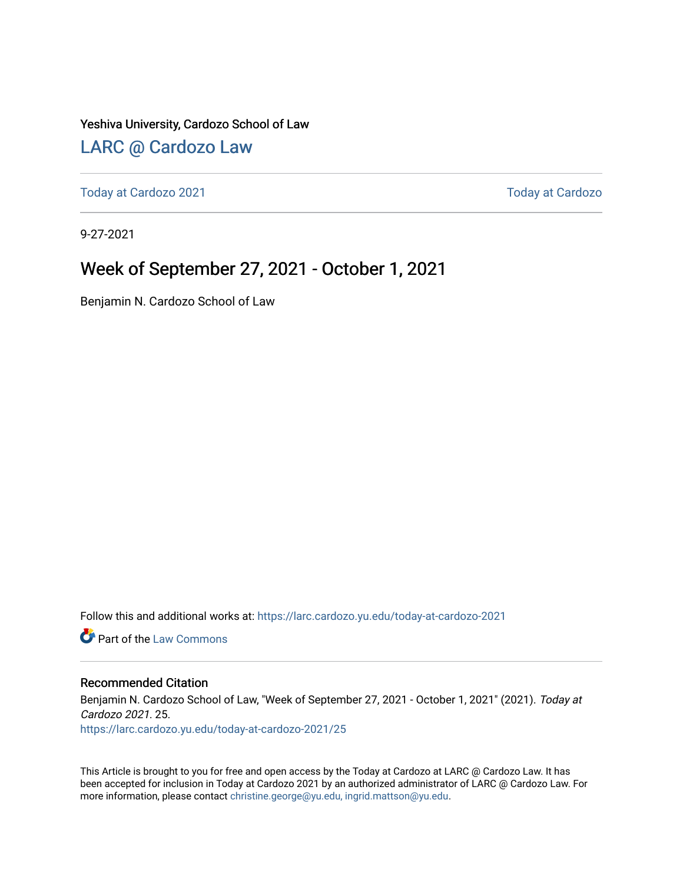Yeshiva University, Cardozo School of Law

## LARC @ Cardozo Law

Today at Cardozo 2021 | Today at Cardozo

9-27-2021

# Week of September 27, 2021 - October 1, 2021

Benjamin N. Cardozo School of Law

Follow this and additional works at: https://larc.cardozo.yu.edu/today-at-cardozo-2021

Part of the Law Commons

### Recommended Citation

Benjamin N. Cardozo School of Law, "Week of September 27, 2021 - October 1, 2021" (2021). *Today at Cardozo 2021*. 25.
https://larc.cardozo.yu.edu/today-at-cardozo-2021/25

This Article is brought to you for free and open access by the Today at Cardozo at LARC @ Cardozo Law. It has been accepted for inclusion in Today at Cardozo 2021 by an authorized administrator of LARC @ Cardozo Law. For more information, please contact christine.george@yu.edu, ingrid.mattson@yu.edu.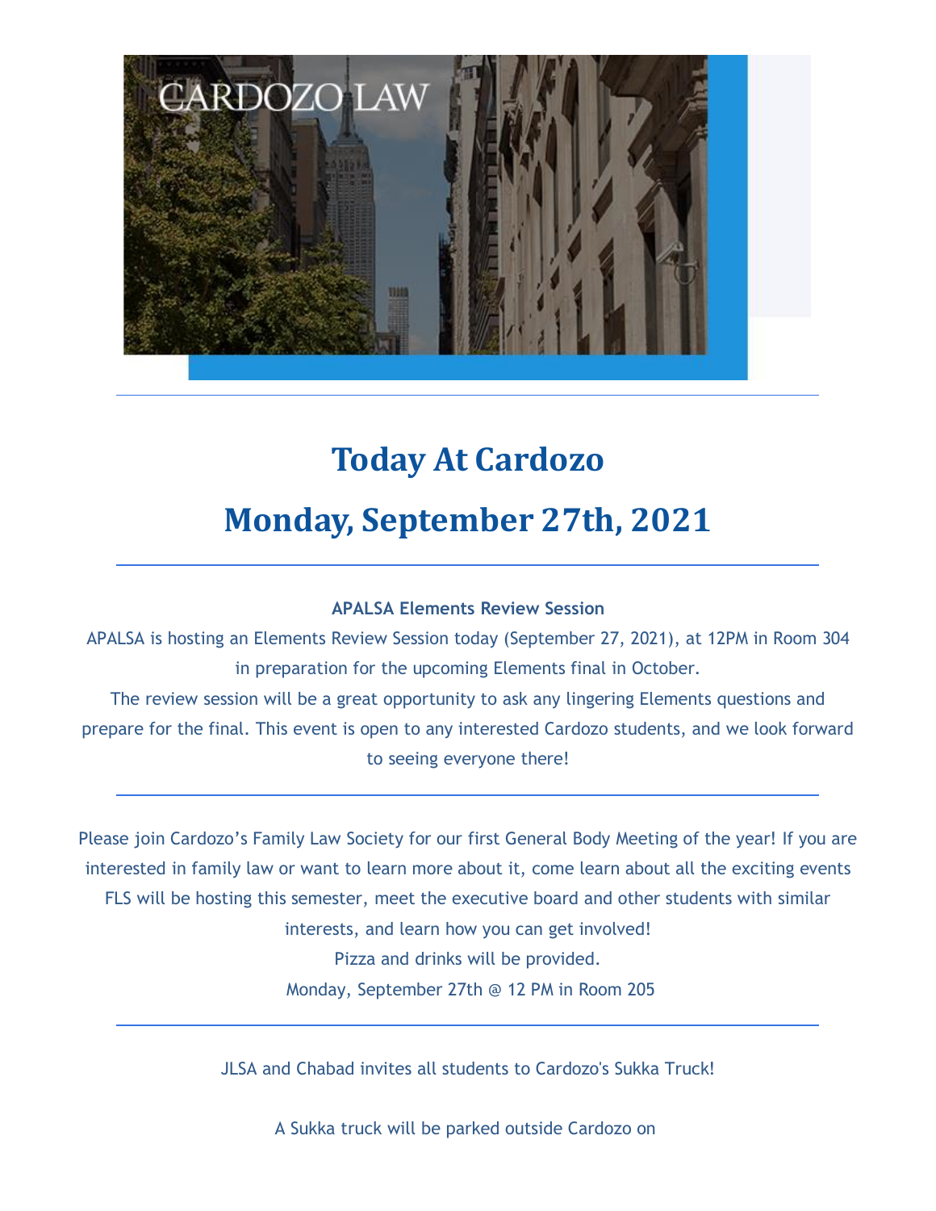# Today At Cardozo

## Monday, September 27th, 2021

---

**APALSA Elements Review Session**

APALSA is hosting an Elements Review Session today (September 27, 2021), at 12PM in Room 304 in preparation for the upcoming Elements final in October.

The review session will be a great opportunity to ask any lingering Elements questions and prepare for the final. This event is open to any interested Cardozo students, and we look forward to seeing everyone there!

---

Please join Cardozo's Family Law Society for our first General Body Meeting of the year! If you are interested in family law or want to learn more about it, come learn about all the exciting events FLS will be hosting this semester, meet the executive board and other students with similar interests, and learn how you can get involved!

Pizza and drinks will be provided.

Monday, September 27th @ 12 PM in Room 205

---

JLSA and Chabad invites all students to Cardozo's Sukka Truck!

A Sukka truck will be parked outside Cardozo on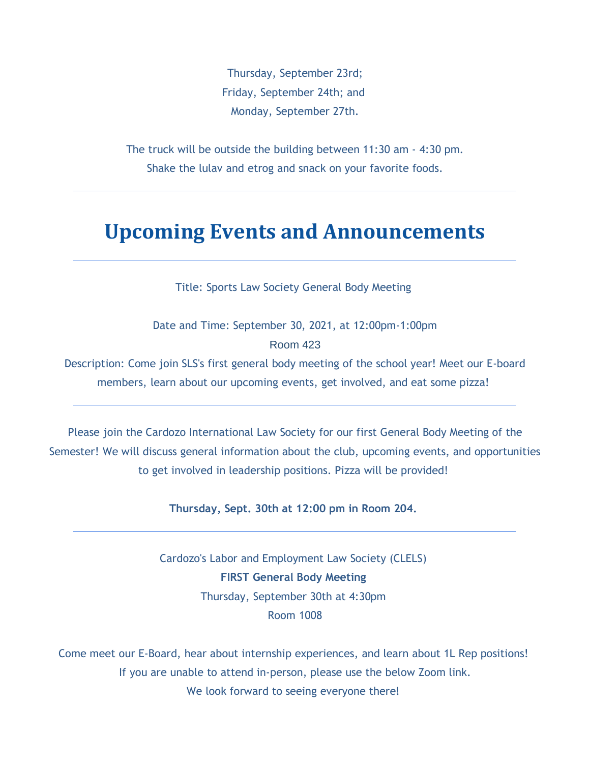Thursday, September 23rd;
Friday, September 24th; and
Monday, September 27th.

The truck will be outside the building between 11:30 am - 4:30 pm.
Shake the lulav and etrog and snack on your favorite foods.

---

# Upcoming Events and Announcements

---

Title: Sports Law Society General Body Meeting

Date and Time: September 30, 2021, at 12:00pm-1:00pm
Room 423
Description: Come join SLS's first general body meeting of the school year! Meet our E-board members, learn about our upcoming events, get involved, and eat some pizza!

---

Please join the Cardozo International Law Society for our first General Body Meeting of the Semester! We will discuss general information about the club, upcoming events, and opportunities to get involved in leadership positions. Pizza will be provided!

**Thursday, Sept. 30th at 12:00 pm in Room 204.**

---

Cardozo's Labor and Employment Law Society (CLELS)
**FIRST General Body Meeting**
Thursday, September 30th at 4:30pm
Room 1008

Come meet our E-Board, hear about internship experiences, and learn about 1L Rep positions!
If you are unable to attend in-person, please use the below Zoom link.
We look forward to seeing everyone there!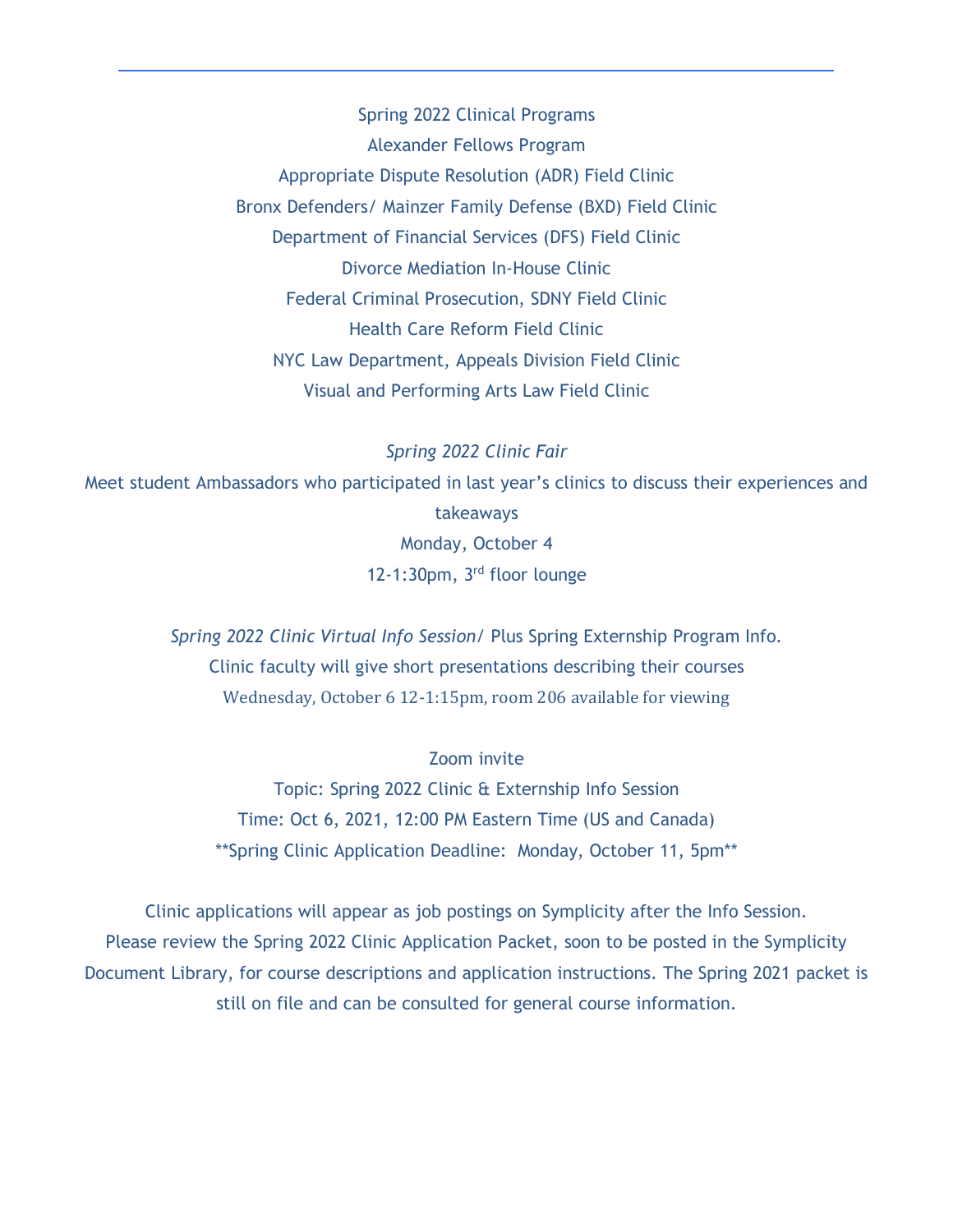---

Spring 2022 Clinical Programs

Alexander Fellows Program

Appropriate Dispute Resolution (ADR) Field Clinic

Bronx Defenders/ Mainzer Family Defense (BXD) Field Clinic

Department of Financial Services (DFS) Field Clinic

Divorce Mediation In-House Clinic

Federal Criminal Prosecution, SDNY Field Clinic

Health Care Reform Field Clinic

NYC Law Department, Appeals Division Field Clinic

Visual and Performing Arts Law Field Clinic

*Spring 2022 Clinic Fair*

Meet student Ambassadors who participated in last year's clinics to discuss their experiences and takeaways

Monday, October 4

12-1:30pm, 3rd floor lounge

*Spring 2022 Clinic Virtual Info Session*/ Plus Spring Externship Program Info.

Clinic faculty will give short presentations describing their courses

Wednesday, October 6 12-1:15pm, room 206 available for viewing

Zoom invite

Topic: Spring 2022 Clinic & Externship Info Session

Time: Oct 6, 2021, 12:00 PM Eastern Time (US and Canada)

**Spring Clinic Application Deadline: Monday, October 11, 5pm**

Clinic applications will appear as job postings on Symplicity after the Info Session. Please review the Spring 2022 Clinic Application Packet, soon to be posted in the Symplicity Document Library, for course descriptions and application instructions. The Spring 2021 packet is still on file and can be consulted for general course information.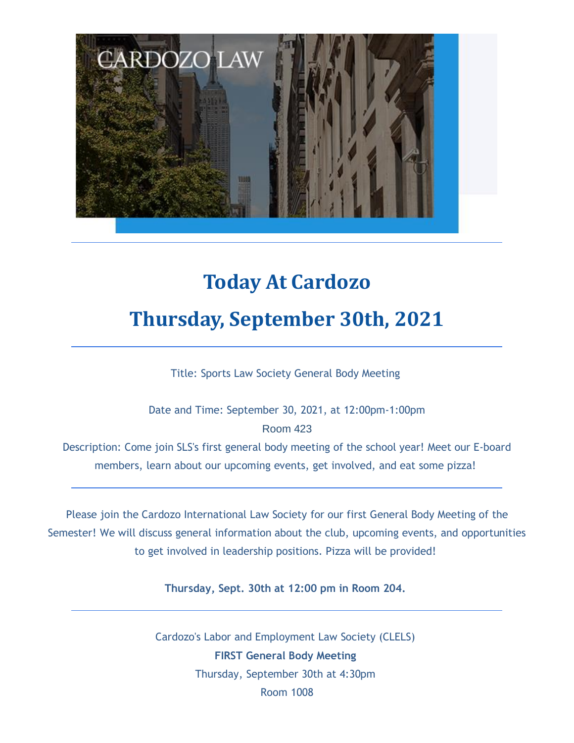# Today At Cardozo

# Thursday, September 30th, 2021

---

Title: Sports Law Society General Body Meeting

Date and Time: September 30, 2021, at 12:00pm-1:00pm

Room 423

Description: Come join SLS's first general body meeting of the school year! Meet our E-board members, learn about our upcoming events, get involved, and eat some pizza!

---

Please join the Cardozo International Law Society for our first General Body Meeting of the Semester! We will discuss general information about the club, upcoming events, and opportunities to get involved in leadership positions. Pizza will be provided!

**Thursday, Sept. 30th at 12:00 pm in Room 204.**

---

Cardozo's Labor and Employment Law Society (CLELS)

**FIRST General Body Meeting**

Thursday, September 30th at 4:30pm

Room 1008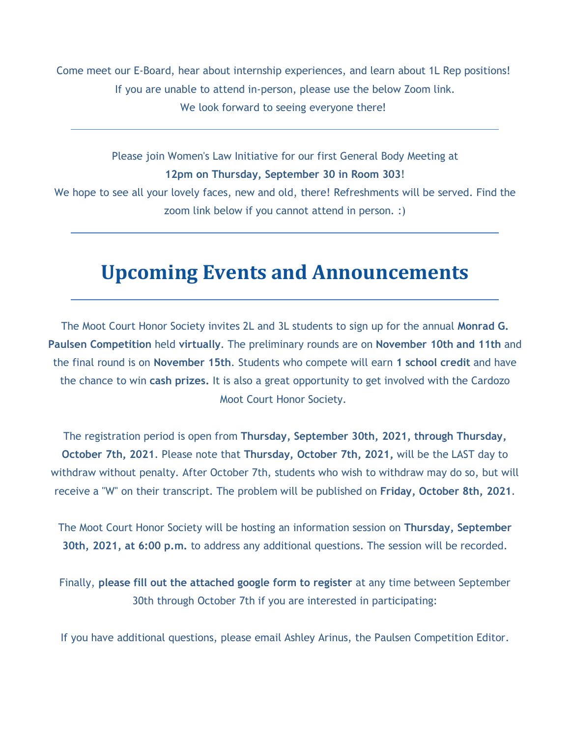Come meet our E-Board, hear about internship experiences, and learn about 1L Rep positions!
If you are unable to attend in-person, please use the below Zoom link.
We look forward to seeing everyone there!

---

Please join Women's Law Initiative for our first General Body Meeting at
**12pm on Thursday, September 30 in Room 303**!
We hope to see all your lovely faces, new and old, there! Refreshments will be served. Find the zoom link below if you cannot attend in person. :)

---

# Upcoming Events and Announcements

---

The Moot Court Honor Society invites 2L and 3L students to sign up for the annual **Monrad G. Paulsen Competition** held **virtually**. The preliminary rounds are on **November 10th and 11th** and the final round is on **November 15th**. Students who compete will earn **1 school credit** and have the chance to win **cash prizes.** It is also a great opportunity to get involved with the Cardozo Moot Court Honor Society.

The registration period is open from **Thursday, September 30th, 2021, through Thursday, October 7th, 2021**. Please note that **Thursday, October 7th, 2021,** will be the LAST day to withdraw without penalty. After October 7th, students who wish to withdraw may do so, but will receive a "W" on their transcript. The problem will be published on **Friday, October 8th, 2021**.

The Moot Court Honor Society will be hosting an information session on **Thursday, September 30th, 2021, at 6:00 p.m.** to address any additional questions. The session will be recorded.

Finally, **please fill out the attached google form to register** at any time between September 30th through October 7th if you are interested in participating:

If you have additional questions, please email Ashley Arinus, the Paulsen Competition Editor.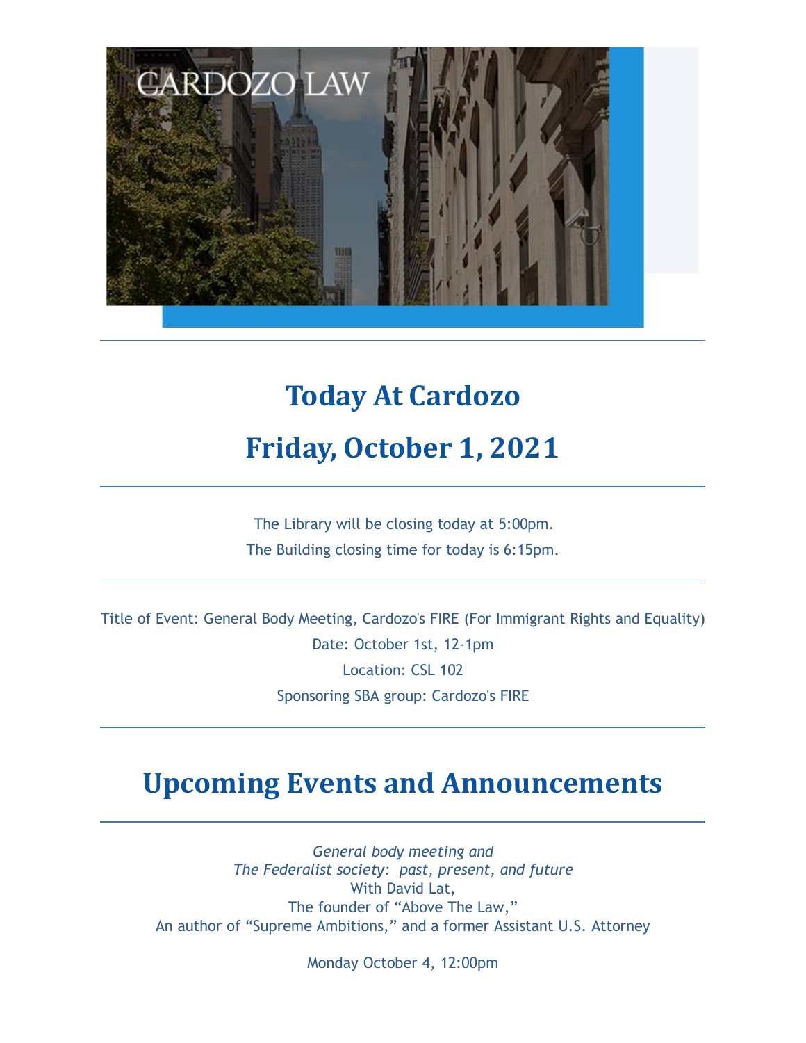# Today At Cardozo

## Friday, October 1, 2021

---

The Library will be closing today at 5:00pm.

The Building closing time for today is 6:15pm.

---

Title of Event: General Body Meeting, Cardozo's FIRE (For Immigrant Rights and Equality)

Date: October 1st, 12-1pm

Location: CSL 102

Sponsoring SBA group: Cardozo's FIRE

---

# Upcoming Events and Announcements

---

*General body meeting and*
*The Federalist society: past, present, and future*
With David Lat,
The founder of "Above The Law,"
An author of "Supreme Ambitions," and a former Assistant U.S. Attorney

Monday October 4, 12:00pm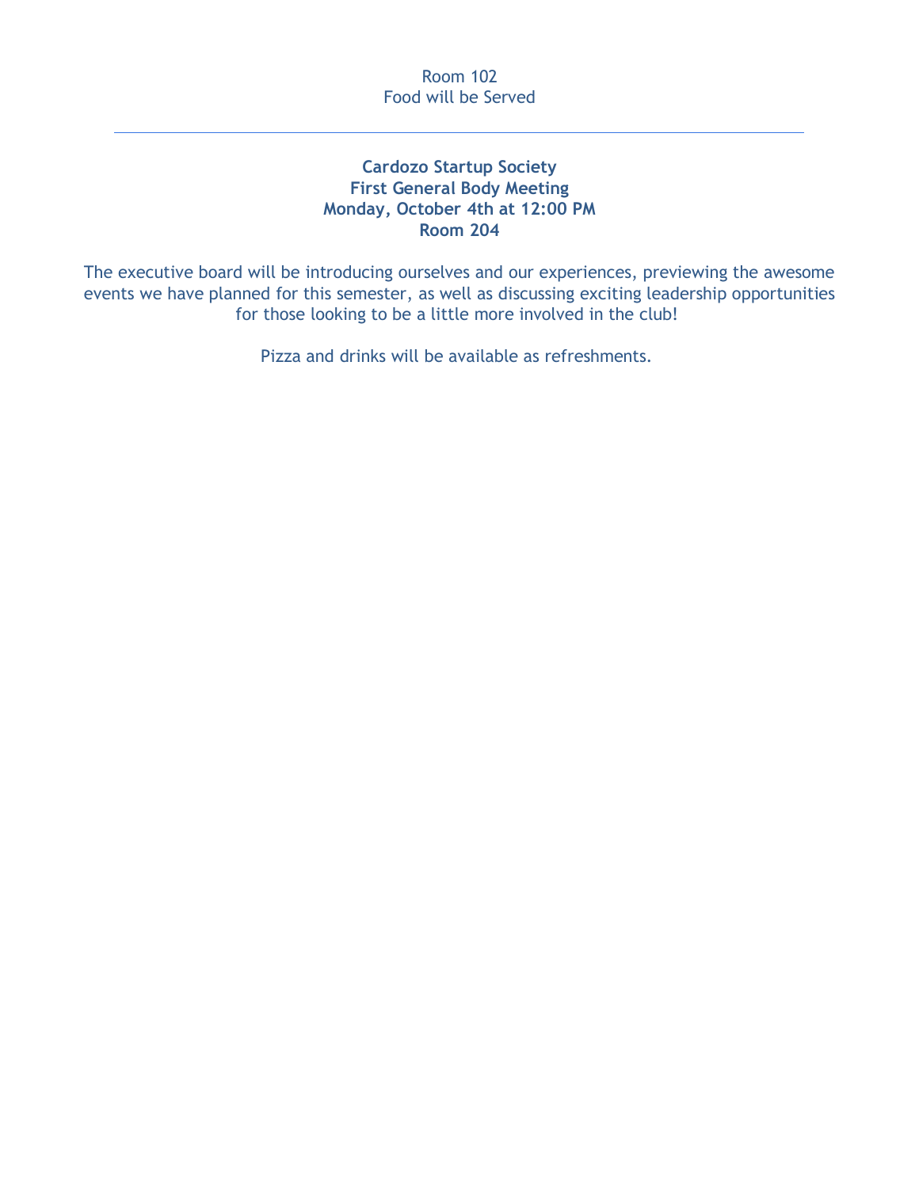Room 102
Food will be Served

---

**Cardozo Startup Society**
**First General Body Meeting**
**Monday, October 4th at 12:00 PM**
**Room 204**

The executive board will be introducing ourselves and our experiences, previewing the awesome events we have planned for this semester, as well as discussing exciting leadership opportunities for those looking to be a little more involved in the club!

Pizza and drinks will be available as refreshments.